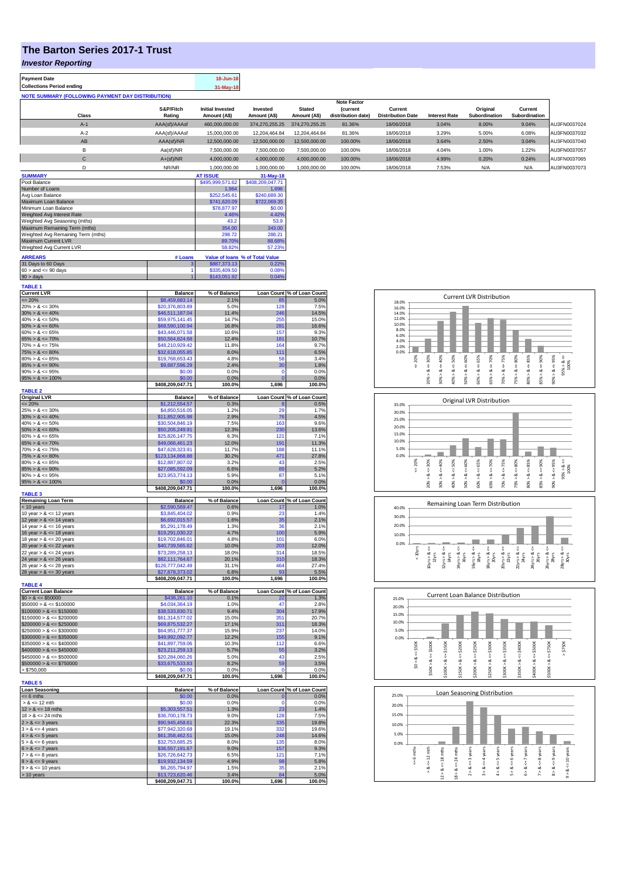# The Barton Series 2017-1 Trust

## *Investor Reporting*

| Payment Date | 18-Jun-18 |
|---|---|
| Collections Period ending | 31-May-18 |

**NOTE SUMMARY (FOLLOWING PAYMENT DAY DISTRIBUTION)**

| Class | S&P/Fitch Rating | Initial Invested Amount (A$) | Invested Amount (A$) | Stated Amount (A$) | Note Factor (current distribution date) | Current Distribution Date | Interest Rate | Original Subordination | Current Subordination | |
|---|---|---|---|---|---|---|---|---|---|---|
| A-1 | AAA(sf)/AAAsf | 460,000,000.00 | 374,270,255.25 | 374,270,255.25 | 81.36% | 18/06/2018 | 3.04% | 8.00% | 9.04% | AU3FN0037024 |
| A-2 | AAA(sf)/AAAsf | 15,000,000.00 | 12,204,464.84 | 12,204,464.84 | 81.36% | 18/06/2018 | 3.29% | 5.00% | 6.08% | AU3FN0037032 |
| AB | AAA(sf)/NR | 12,500,000.00 | 12,500,000.00 | 12,500,000.00 | 100.00% | 18/06/2018 | 3.64% | 2.50% | 3.04% | AU3FN0037040 |
| B | Aa(sf)/NR | 7,500,000.00 | 7,500,000.00 | 7,500,000.00 | 100.00% | 18/06/2018 | 4.04% | 1.00% | 1.22% | AU3FN0037057 |
| C | A+(sf)/NR | 4,000,000.00 | 4,000,000.00 | 4,000,000.00 | 100.00% | 18/06/2018 | 4.99% | 0.20% | 0.24% | AU3FN0037065 |
| D | NR/NR | 1,000,000.00 | 1,000,000.00 | 1,000,000.00 | 100.00% | 18/06/2018 | 7.53% | N/A | N/A | AU3FN0037073 |

| SUMMARY | AT ISSUE | 31-May-18 |
|---|---|---|
| Pool Balance | $495,999,571.62 | $408,209,047.71 |
| Number of Loans | 1,964 | 1,696 |
| Avg Loan Balance | $252,545.61 | $240,689.30 |
| Maximum Loan Balance | $741,620.09 | $722,069.35 |
| Minimum Loan Balance | $78,877.97 | $0.00 |
| Weighted Avg Interest Rate | 4.46% | 4.42% |
| Weighted Avg Seasoning (mths) | 43.2 | 53.9 |
| Maximum Remaining Term (mths) | 354.00 | 343.00 |
| Weighted Avg Remaining Term (mths) | 298.72 | 288.21 |
| Maximum Current LVR | 89.70% | 88.68% |
| Weighted Avg Current LVR | 58.82% | 57.23% |

| ARREARS | # Loans | Value of loans | % of Total Value |
|---|---|---|---|
| 31 Days to 60 Days | 3 | $887,373.13 | 0.22% |
| 60 > and <= 90 days | 1 | $335,409.50 | 0.08% |
| 90 > days | 1 | $143,051.92 | 0.04% |

**TABLE 1**

| Current LVR | Balance | % of Balance | Loan Count | % of Loan Count |
|---|---|---|---|---|
| <= 20% | $8,459,683.14 | 2.1% | 85 | 5.0% |
| 20% > & <= 30% | $20,376,803.89 | 5.0% | 128 | 7.5% |
| 30% > & <= 40% | $46,511,187.04 | 11.4% | 246 | 14.5% |
| 40% > & <= 50% | $59,975,141.45 | 14.7% | 255 | 15.0% |
| 50% > & <= 60% | $68,590,100.94 | 16.8% | 281 | 16.6% |
| 60% > & <= 65% | $43,446,071.58 | 10.6% | 157 | 9.3% |
| 65% > & <= 70% | $50,564,824.68 | 12.4% | 181 | 10.7% |
| 70% > & <= 75% | $48,210,929.42 | 11.8% | 164 | 9.7% |
| 75% > & <= 80% | $32,618,055.85 | 8.0% | 111 | 6.5% |
| 80% > & <= 85% | $19,768,653.43 | 4.8% | 58 | 3.4% |
| 85% > & <= 90% | $9,687,596.29 | 2.4% | 30 | 1.8% |
| 90% > & <= 95% | $0.00 | 0.0% | 0 | 0.0% |
| 95% > & <= 100% | $0.00 | 0.0% | 0 | 0.0% |
| | $408,209,047.71 | 100.0% | 1,696 | 100.0% |

**TABLE 2**

| Original LVR | Balance | % of Balance | Loan Count | % of Loan Count |
|---|---|---|---|---|
| <= 20% | $1,212,554.57 | 0.3% | 8 | 0.5% |
| 25% > & <= 30% | $4,850,516.05 | 1.2% | 29 | 1.7% |
| 30% > & <= 40% | $11,852,905.98 | 2.9% | 76 | 4.5% |
| 40% > & <= 50% | $30,504,846.19 | 7.5% | 163 | 9.6% |
| 50% > & <= 60% | $50,205,249.91 | 12.3% | 230 | 13.6% |
| 60% > & <= 65% | $25,826,147.75 | 6.3% | 121 | 7.1% |
| 65% > & <= 70% | $49,066,461.23 | 12.0% | 191 | 11.3% |
| 70% > & <= 75% | $47,628,323.91 | 11.7% | 188 | 11.1% |
| 75% > & <= 80% | $123,134,868.88 | 30.2% | 471 | 27.8% |
| 80% > & <= 85% | $12,887,807.02 | 3.2% | 43 | 2.5% |
| 85% > & <= 90% | $27,085,592.09 | 6.6% | 89 | 5.2% |
| 90% > & <= 95% | $23,953,774.13 | 5.9% | 87 | 5.1% |
| 95% > & <= 100% | $0.00 | 0.0% | 0 | 0.0% |
| | $408,209,047.71 | 100.0% | 1,696 | 100.0% |

**TABLE 3**

| Remaining Loan Term | Balance | % of Balance | Loan Count | % of Loan Count |
|---|---|---|---|---|
| < 10 years | $2,590,569.47 | 0.6% | 17 | 1.0% |
| 10 year > & <= 12 years | $3,845,404.02 | 0.9% | 23 | 1.4% |
| 12 year > & <= 14 years | $6,692,015.57 | 1.6% | 35 | 2.1% |
| 14 year > & <= 16 years | $5,291,178.49 | 1.3% | 36 | 2.1% |
| 16 year > & <= 18 years | $19,291,030.22 | 4.7% | 100 | 5.9% |
| 18 year > & <= 20 years | $19,702,846.01 | 4.8% | 101 | 6.0% |
| 20 year > & <= 22 years | $40,739,565.62 | 10.0% | 203 | 12.0% |
| 22 year > & <= 24 years | $73,289,258.13 | 18.0% | 314 | 18.5% |
| 24 year > & <= 26 years | $82,111,764.67 | 20.1% | 310 | 18.3% |
| 26 year > & <= 28 years | $126,777,042.49 | 31.1% | 464 | 27.4% |
| 28 year > & <= 30 years | $27,878,373.02 | 6.8% | 93 | 5.5% |
| | $408,209,047.71 | 100.0% | 1,696 | 100.0% |

**TABLE 4**

| Current Loan Balance | Balance | % of Balance | Loan Count | % of Loan Count |
|---|---|---|---|---|
| $0 > & <= $50000 | $438,261.10 | 0.1% | 22 | 1.3% |
| $50000 > & <= $100000 | $4,034,364.19 | 1.0% | 47 | 2.8% |
| $100000 > & <= $150000 | $38,533,830.71 | 9.4% | 304 | 17.9% |
| $150000 > & <= $200000 | $61,314,577.02 | 15.0% | 351 | 20.7% |
| $200000 > & <= $250000 | $69,875,532.27 | 17.1% | 311 | 18.3% |
| $250000 > & <= $300000 | $64,951,777.37 | 15.9% | 237 | 14.0% |
| $300000 > & <= $350000 | $49,992,092.77 | 12.2% | 155 | 9.1% |
| $350000 > & <= $400000 | $41,897,759.06 | 10.3% | 112 | 6.6% |
| $400000 > & <= $450000 | $23,211,259.13 | 5.7% | 55 | 3.2% |
| $450000 > & <= $500000 | $20,284,060.26 | 5.0% | 43 | 2.5% |
| $500000 > & <= $750000 | $33,675,533.83 | 8.2% | 59 | 3.5% |
| > $750,000 | $0.00 | 0.0% | 0 | 0.0% |
| | $408,209,047.71 | 100.0% | 1,696 | 100.0% |

**TABLE 5**

| Loan Seasoning | Balance | % of Balance | Loan Count | % of Loan Count |
|---|---|---|---|---|
| <= 6 mths | $0.00 | 0.0% | 0 | 0.0% |
| > & <= 12 mth | $0.00 | 0.0% | 0 | 0.0% |
| 12 > & <= 18 mths | $5,303,557.51 | 1.3% | 23 | 1.4% |
| 18 > & <= 24 mths | $36,700,178.73 | 9.0% | 128 | 7.5% |
| 2 > & <= 3 years | $90,945,458.61 | 22.3% | 335 | 19.8% |
| 3 > & <= 4 years | $77,942,320.68 | 19.1% | 332 | 19.6% |
| 4 > & <= 5 years | $61,358,462.51 | 15.0% | 248 | 14.6% |
| 5 > & <= 6 years | $32,753,685.25 | 8.0% | 135 | 8.0% |
| 6 > & <= 7 years | $36,557,191.67 | 9.0% | 157 | 9.3% |
| 7 > & <= 8 years | $26,726,642.73 | 6.5% | 121 | 7.1% |
| 8 > & <= 9 years | $19,932,134.59 | 4.9% | 98 | 5.8% |
| 9 > & <= 10 years | $6,265,794.97 | 1.5% | 35 | 2.1% |
| > 10 years | $13,723,620.46 | 3.4% | 84 | 5.0% |
| | $408,209,047.71 | 100.0% | 1,696 | 100.0% |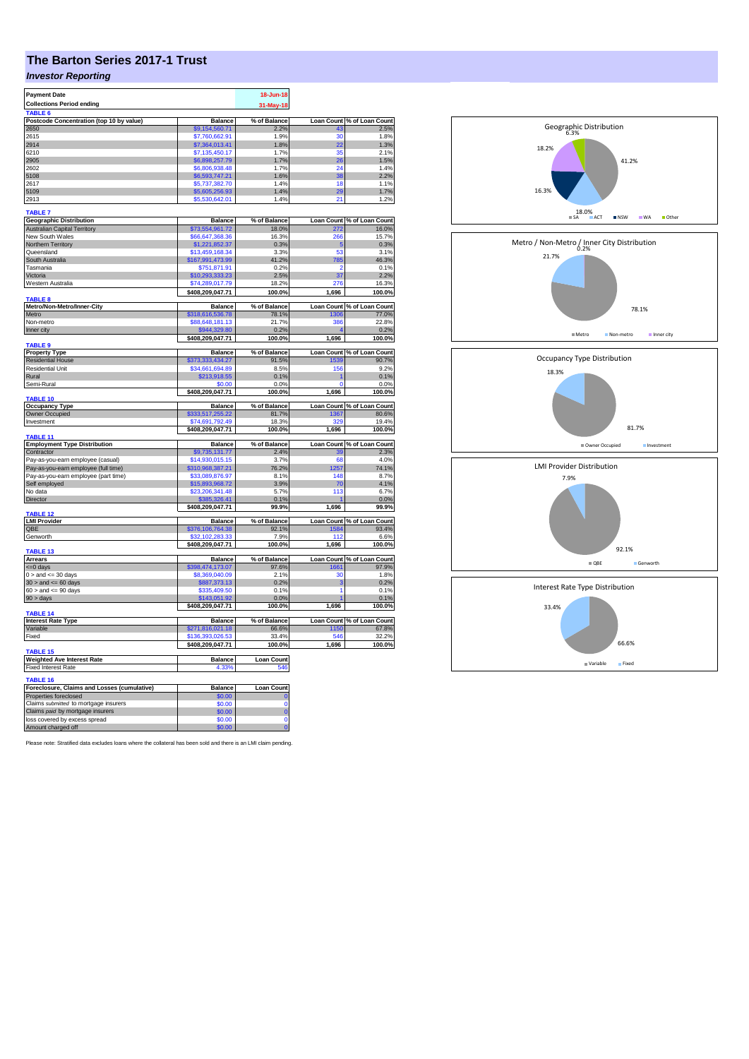# The Barton Series 2017-1 Trust

## *Investor Reporting*

| Payment Date | 18-Jun-18 |
|---|---|
| Collections Period ending | 31-May-18 |

**TABLE 6**

| Postcode Concentration (top 10 by value) | Balance | % of Balance | Loan Count | % of Loan Count |
|---|---|---|---|---|
| 2650 | $9,154,560.71 | 2.2% | 43 | 2.5% |
| 2615 | $7,760,662.91 | 1.9% | 30 | 1.8% |
| 2914 | $7,364,013.41 | 1.8% | 22 | 1.3% |
| 6210 | $7,135,450.17 | 1.7% | 35 | 2.1% |
| 2905 | $6,898,257.79 | 1.7% | 26 | 1.5% |
| 2602 | $6,806,938.48 | 1.7% | 24 | 1.4% |
| 5108 | $6,593,747.21 | 1.6% | 38 | 2.2% |
| 2617 | $5,737,382.70 | 1.4% | 18 | 1.1% |
| 5109 | $5,605,256.93 | 1.4% | 29 | 1.7% |
| 2913 | $5,530,642.01 | 1.4% | 21 | 1.2% |

**TABLE 7**

| Geographic Distribution | Balance | % of Balance | Loan Count | % of Loan Count |
|---|---|---|---|---|
| Australian Capital Territory | $73,554,961.72 | 18.0% | 272 | 16.0% |
| New South Wales | $66,647,368.36 | 16.3% | 266 | 15.7% |
| Northern Territory | $1,221,852.37 | 0.3% | 5 | 0.3% |
| Queensland | $13,459,168.34 | 3.3% | 53 | 3.1% |
| South Australia | $167,991,473.99 | 41.2% | 785 | 46.3% |
| Tasmania | $751,871.91 | 0.2% | 2 | 0.1% |
| Victoria | $10,293,333.23 | 2.5% | 37 | 2.2% |
| Western Australia | $74,289,017.79 | 18.2% | 276 | 16.3% |
| | $408,209,047.71 | 100.0% | 1,696 | 100.0% |

**TABLE 8**

| Metro/Non-Metro/Inner-City | Balance | % of Balance | Loan Count | % of Loan Count |
|---|---|---|---|---|
| Metro | $318,616,536.78 | 78.1% | 1306 | 77.0% |
| Non-metro | $88,648,181.13 | 21.7% | 386 | 22.8% |
| Inner city | $944,329.80 | 0.2% | 4 | 0.2% |
| | $408,209,047.71 | 100.0% | 1,696 | 100.0% |

**TABLE 9**

| Property Type | Balance | % of Balance | Loan Count | % of Loan Count |
|---|---|---|---|---|
| Residential House | $373,333,434.27 | 91.5% | 1539 | 90.7% |
| Residential Unit | $34,661,694.89 | 8.5% | 156 | 9.2% |
| Rural | $213,918.55 | 0.1% | 1 | 0.1% |
| Semi-Rural | $0.00 | 0.0% | 0 | 0.0% |
| | $408,209,047.71 | 100.0% | 1,696 | 100.0% |

**TABLE 10**

| Occupancy Type | Balance | % of Balance | Loan Count | % of Loan Count |
|---|---|---|---|---|
| Owner Occupied | $333,517,255.22 | 81.7% | 1367 | 80.6% |
| Investment | $74,691,792.49 | 18.3% | 329 | 19.4% |
| | $408,209,047.71 | 100.0% | 1,696 | 100.0% |

**TABLE 11**

| Employment Type Distribution | Balance | % of Balance | Loan Count | % of Loan Count |
|---|---|---|---|---|
| Contractor | $9,735,131.77 | 2.4% | 39 | 2.3% |
| Pay-as-you-earn employee (casual) | $14,930,015.15 | 3.7% | 68 | 4.0% |
| Pay-as-you-earn employee (full time) | $310,968,387.21 | 76.2% | 1257 | 74.1% |
| Pay-as-you-earn employee (part time) | $33,089,876.97 | 8.1% | 148 | 8.7% |
| Self employed | $15,893,968.72 | 3.9% | 70 | 4.1% |
| No data | $23,206,341.48 | 5.7% | 113 | 6.7% |
| Director | $385,326.41 | 0.1% | 1 | 0.0% |
| | $408,209,047.71 | 99.9% | 1,696 | 99.9% |

**TABLE 12**

| LMI Provider | Balance | % of Balance | Loan Count | % of Loan Count |
|---|---|---|---|---|
| QBE | $376,106,764.38 | 92.1% | 1584 | 93.4% |
| Genworth | $32,102,283.33 | 7.9% | 112 | 6.6% |
| | $408,209,047.71 | 100.0% | 1,696 | 100.0% |

**TABLE 13**

| Arrears | Balance | % of Balance | Loan Count | % of Loan Count |
|---|---|---|---|---|
| <=0 days | $398,474,173.07 | 97.6% | 1661 | 97.9% |
| 0 > and <= 30 days | $8,369,040.09 | 2.1% | 30 | 1.8% |
| 30 > and <= 60 days | $887,373.13 | 0.2% | 3 | 0.2% |
| 60 > and <= 90 days | $335,409.50 | 0.1% | 1 | 0.1% |
| 90 > days | $143,051.92 | 0.0% | 1 | 0.1% |
| | $408,209,047.71 | 100.0% | 1,696 | 100.0% |

**TABLE 14**

| Interest Rate Type | Balance | % of Balance | Loan Count | % of Loan Count |
|---|---|---|---|---|
| Variable | $271,816,021.18 | 66.6% | 1150 | 67.8% |
| Fixed | $136,393,026.53 | 33.4% | 546 | 32.2% |
| | $408,209,047.71 | 100.0% | 1,696 | 100.0% |

**TABLE 15**

| Weighted Ave Interest Rate | Balance | Loan Count |
|---|---|---|
| Fixed Interest Rate | 4.33% | 546 |

**TABLE 16**

| Foreclosure, Claims and Losses (cumulative) | Balance | Loan Count |
|---|---|---|
| Properties foreclosed | $0.00 | 0 |
| Claims *submitted* to mortgage insurers | $0.00 | 0 |
| Claims *paid* by mortgage insurers | $0.00 | 0 |
| loss covered by excess spread | $0.00 | 0 |
| Amount charged off | $0.00 | 0 |

Please note: Stratified data excludes loans where the collateral has been sold and there is an LMI claim pending.

Geographic Distribution: SA 41.2%, ACT 18.0%, NSW 16.3%, WA 18.2%, Other 6.3%

Metro / Non-Metro / Inner City Distribution: Metro 78.1%, Non-metro 21.7%, Inner city 0.2%

Occupancy Type Distribution: Owner Occupied 81.7%, Investment 18.3%

LMI Provider Distribution: QBE 92.1%, Genworth 7.9%

Interest Rate Type Distribution: Variable 66.6%, Fixed 33.4%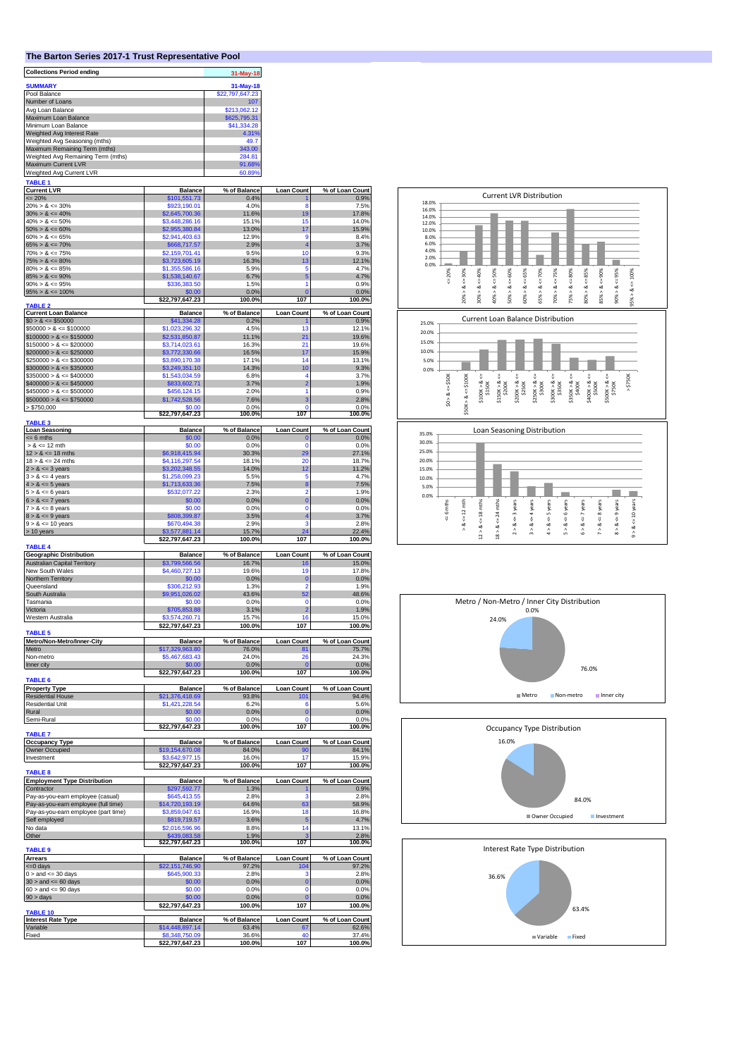# The Barton Series 2017-1 Trust Representative Pool

| Collections Period ending | 31-May-18 |
|---|---|

| SUMMARY | 31-May-18 |
|---|---|
| Pool Balance | $22,797,647.23 |
| Number of Loans | 107 |
| Avg Loan Balance | $213,062.12 |
| Maximum Loan Balance | $625,795.31 |
| Minimum Loan Balance | $41,334.28 |
| Weighted Avg Interest Rate | 4.31% |
| Weighted Avg Seasoning (mths) | 49.7 |
| Maximum Remaining Term (mths) | 343.00 |
| Weighted Avg Remaining Term (mths) | 284.81 |
| Maximum Current LVR | 91.68% |
| Weighted Avg Current LVR | 60.89% |

**TABLE 1**

| Current LVR | Balance | % of Balance | Loan Count | % of Loan Count |
|---|---|---|---|---|
| <= 20% | $101,551.73 | 0.4% | 1 | 0.9% |
| 20% > & <= 30% | $923,190.01 | 4.0% | 8 | 7.5% |
| 30% > & <= 40% | $2,645,700.36 | 11.6% | 19 | 17.8% |
| 40% > & <= 50% | $3,448,286.16 | 15.1% | 15 | 14.0% |
| 50% > & <= 60% | $2,955,380.84 | 13.0% | 17 | 15.9% |
| 60% > & <= 65% | $2,941,403.63 | 12.9% | 9 | 8.4% |
| 65% > & <= 70% | $668,717.57 | 2.9% | 4 | 3.7% |
| 70% > & <= 75% | $2,159,701.41 | 9.5% | 10 | 9.3% |
| 75% > & <= 80% | $3,723,605.19 | 16.3% | 13 | 12.1% |
| 80% > & <= 85% | $1,355,586.16 | 5.9% | 5 | 4.7% |
| 85% > & <= 90% | $1,538,140.67 | 6.7% | 5 | 4.7% |
| 90% > & <= 95% | $336,383.50 | 1.5% | 1 | 0.9% |
| 95% > & <= 100% | $0.00 | 0.0% | 0 | 0.0% |
| | $22,797,647.23 | 100.0% | 107 | 100.0% |

**TABLE 2**

| Current Loan Balance | Balance | % of Balance | Loan Count | % of Loan Count |
|---|---|---|---|---|
| $0 > & <= $50000 | $41,334.28 | 0.2% | 1 | 0.9% |
| $50000 > & <= $100000 | $1,023,296.32 | 4.5% | 13 | 12.1% |
| $100000 > & <= $150000 | $2,531,850.87 | 11.1% | 21 | 19.6% |
| $150000 > & <= $200000 | $3,714,023.61 | 16.3% | 21 | 19.6% |
| $200000 > & <= $250000 | $3,772,330.66 | 16.5% | 17 | 15.9% |
| $250000 > & <= $300000 | $3,890,170.38 | 17.1% | 14 | 13.1% |
| $300000 > & <= $350000 | $3,249,351.10 | 14.3% | 10 | 9.3% |
| $350000 > & <= $400000 | $1,543,034.59 | 6.8% | 4 | 3.7% |
| $400000 > & <= $450000 | $833,602.71 | 3.7% | 2 | 1.9% |
| $450000 > & <= $500000 | $456,124.15 | 2.0% | 1 | 0.9% |
| $500000 > & <= $750000 | $1,742,528.56 | 7.6% | 3 | 2.8% |
| > $750,000 | $0.00 | 0.0% | 0 | 0.0% |
| | $22,797,647.23 | 100.0% | 107 | 100.0% |

**TABLE 3**

| Loan Seasoning | Balance | % of Balance | Loan Count | % of Loan Count |
|---|---|---|---|---|
| <= 6 mths | $0.00 | 0.0% | 0 | 0.0% |
| > & <= 12 mth | $0.00 | 0.0% | 0 | 0.0% |
| 12 > & <= 18 mths | $6,918,415.94 | 30.3% | 29 | 27.1% |
| 18 > & <= 24 mths | $4,116,297.54 | 18.1% | 20 | 18.7% |
| 2 > & <= 3 years | $3,202,348.55 | 14.0% | 12 | 11.2% |
| 3 > & <= 4 years | $1,258,099.23 | 5.5% | 5 | 4.7% |
| 4 > & <= 5 years | $1,713,633.36 | 7.5% | 8 | 7.5% |
| 5 > & <= 6 years | $532,077.22 | 2.3% | 2 | 1.9% |
| 6 > & <= 7 years | $0.00 | 0.0% | 0 | 0.0% |
| 7 > & <= 8 years | $0.00 | 0.0% | 0 | 0.0% |
| 8 > & <= 9 years | $808,399.87 | 3.5% | 4 | 3.7% |
| 9 > & <= 10 years | $670,494.38 | 2.9% | 3 | 2.8% |
| > 10 years | $3,577,881.14 | 15.7% | 24 | 22.4% |
| | $22,797,647.23 | 100.0% | 107 | 100.0% |

**TABLE 4**

| Geographic Distribution | Balance | % of Balance | Loan Count | % of Loan Count |
|---|---|---|---|---|
| Australian Capital Territory | $3,799,566.56 | 16.7% | 16 | 15.0% |
| New South Wales | $4,460,727.13 | 19.6% | 19 | 17.8% |
| Northern Territory | $0.00 | 0.0% | 0 | 0.0% |
| Queensland | $306,212.93 | 1.3% | 2 | 1.9% |
| South Australia | $9,951,026.02 | 43.6% | 52 | 48.6% |
| Tasmania | $0.00 | 0.0% | 0 | 0.0% |
| Victoria | $705,853.88 | 3.1% | 2 | 1.9% |
| Western Australia | $3,574,260.71 | 15.7% | 16 | 15.0% |
| | $22,797,647.23 | 100.0% | 107 | 100.0% |

**TABLE 5**

| Metro/Non-Metro/Inner-City | Balance | % of Balance | Loan Count | % of Loan Count |
|---|---|---|---|---|
| Metro | $17,329,963.80 | 76.0% | 81 | 75.7% |
| Non-metro | $5,467,683.43 | 24.0% | 26 | 24.3% |
| Inner city | $0.00 | 0.0% | 0 | 0.0% |
| | $22,797,647.23 | 100.0% | 107 | 100.0% |

**TABLE 6**

| Property Type | Balance | % of Balance | Loan Count | % of Loan Count |
|---|---|---|---|---|
| Residential House | $21,376,418.69 | 93.8% | 101 | 94.4% |
| Residential Unit | $1,421,228.54 | 6.2% | 6 | 5.6% |
| Rural | $0.00 | 0.0% | 0 | 0.0% |
| Semi-Rural | $0.00 | 0.0% | 0 | 0.0% |
| | $22,797,647.23 | 100.0% | 107 | 100.0% |

**TABLE 7**

| Occupancy Type | Balance | % of Balance | Loan Count | % of Loan Count |
|---|---|---|---|---|
| Owner Occupied | $19,154,670.08 | 84.0% | 90 | 84.1% |
| Investment | $3,642,977.15 | 16.0% | 17 | 15.9% |
| | $22,797,647.23 | 100.0% | 107 | 100.0% |

**TABLE 8**

| Employment Type Distribution | Balance | % of Balance | Loan Count | % of Loan Count |
|---|---|---|---|---|
| Contractor | $297,592.77 | 1.3% | 1 | 0.9% |
| Pay-as-you-earn employee (casual) | $645,413.55 | 2.8% | 3 | 2.8% |
| Pay-as-you-earn employee (full time) | $14,720,193.19 | 64.6% | 63 | 58.9% |
| Pay-as-you-earn employee (part time) | $3,859,047.61 | 16.9% | 18 | 16.8% |
| Self employed | $819,719.57 | 3.6% | 5 | 4.7% |
| No data | $2,016,596.96 | 8.8% | 14 | 13.1% |
| Other | $439,083.58 | 1.9% | 3 | 2.8% |
| | $22,797,647.23 | 100.0% | 107 | 100.0% |

**TABLE 9**

| Arrears | Balance | % of Balance | Loan Count | % of Loan Count |
|---|---|---|---|---|
| <=0 days | $22,151,746.90 | 97.2% | 104 | 97.2% |
| 0 > and <= 30 days | $645,900.33 | 2.8% | 3 | 2.8% |
| 30 > and <= 60 days | $0.00 | 0.0% | 0 | 0.0% |
| 60 > and <= 90 days | $0.00 | 0.0% | 0 | 0.0% |
| 90 > days | $0.00 | 0.0% | 0 | 0.0% |
| | $22,797,647.23 | 100.0% | 107 | 100.0% |

**TABLE 10**

| Interest Rate Type | Balance | % of Balance | Loan Count | % of Loan Count |
|---|---|---|---|---|
| Variable | $14,448,897.14 | 63.4% | 67 | 62.6% |
| Fixed | $8,348,750.09 | 36.6% | 40 | 37.4% |
| | $22,797,647.23 | 100.0% | 107 | 100.0% |

Current LVR Distribution
18.0% 16.0% 14.0% 12.0% 10.0% 8.0% 6.0% 4.0% 2.0% 0.0%
<= 20% | 20% > & <= 30% | 30% > & <= 40% | 40% > & <= 50% | 50% > & <= 60% | 60% > & <= 65% | 65% > & <= 70% | 70% > & <= 75% | 75% > & <= 80% | 80% > & <= 85% | 85% > & <= 90% | 90% > & <= 95% | 95% > & <= 100%

Current Loan Balance Distribution
25.0% 20.0% 15.0% 10.0% 5.0% 0.0%
$0 > & <= $50K | $50K > & <= $100K | $100K > & <= $150K | $150K > & <= $200K | $200K > & <= $250K | $250K > & <= $300K | $300K > & <= $350K | $350K > & <= $400K | $400K > & <= $500K | $500K > & <= $750K | > $750K

Loan Seasoning Distribution
35.0% 30.0% 25.0% 20.0% 15.0% 10.0% 5.0% 0.0%
<= 6 mths | > & <= 12 mth | 12 > & <= 18 mths | 18 > & <= 24 mths | 2 > & <= 3 years | 3 > & <= 4 years | 4 > & <= 5 years | 5 > & <= 6 years | 6 > & <= 7 years | 7 > & <= 8 years | 8 > & <= 9 years | 9 > & <= 10 years

Metro / Non-Metro / Inner City Distribution
0.0%
24.0%
76.0%
Metro | Non-metro | Inner city

Occupancy Type Distribution
16.0%
84.0%
Owner Occupied | Investment

Interest Rate Type Distribution
36.6%
63.4%
Variable | Fixed